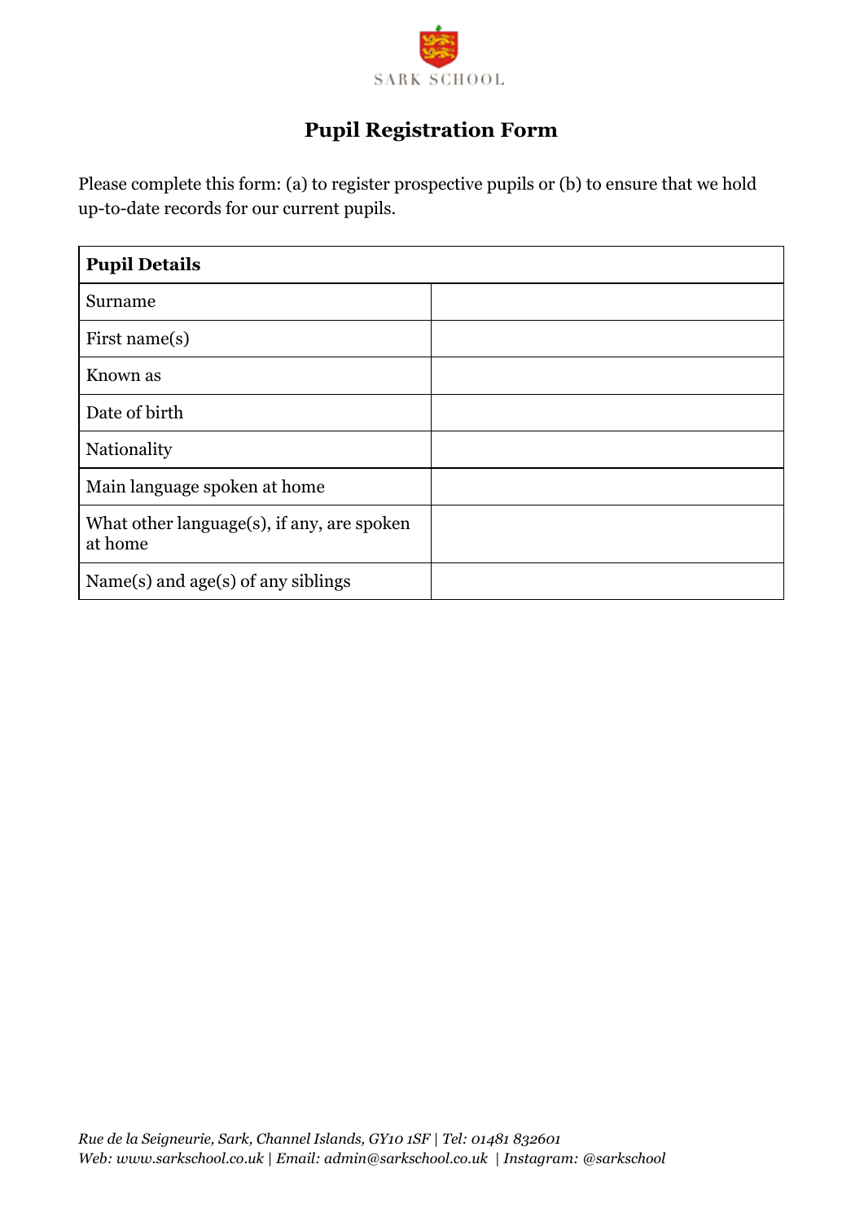SARK SCHOOL

# Pupil Registration Form

Please complete this form: (a) to register prospective pupils or (b) to ensure that we hold up-to-date records for our current pupils.

| **Pupil Details** | |
|---|---|
| Surname | |
| First name(s) | |
| Known as | |
| Date of birth | |
| Nationality | |
| Main language spoken at home | |
| What other language(s), if any, are spoken at home | |
| Name(s) and age(s) of any siblings | |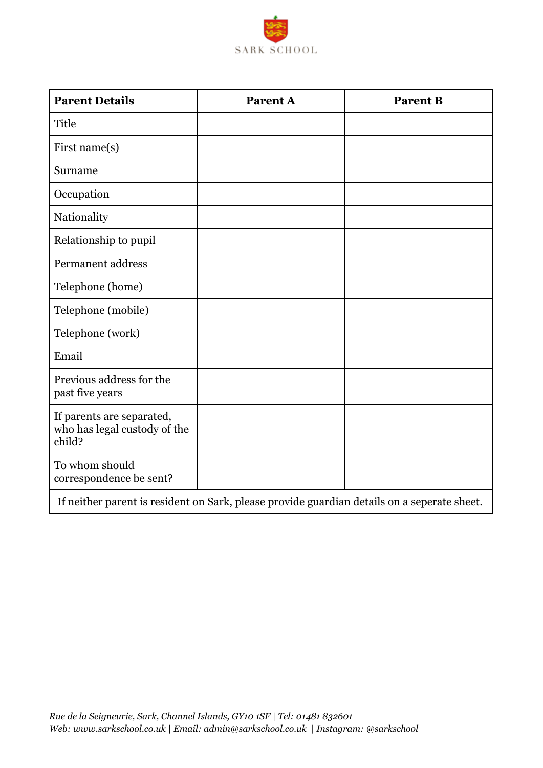SARK SCHOOL

| Parent Details | Parent A | Parent B |
|---|---|---|
| Title | | |
| First name(s) | | |
| Surname | | |
| Occupation | | |
| Nationality | | |
| Relationship to pupil | | |
| Permanent address | | |
| Telephone (home) | | |
| Telephone (mobile) | | |
| Telephone (work) | | |
| Email | | |
| Previous address for the past five years | | |
| If parents are separated, who has legal custody of the child? | | |
| To whom should correspondence be sent? | | |
| If neither parent is resident on Sark, please provide guardian details on a seperate sheet. | | |

*Rue de la Seigneurie, Sark, Channel Islands, GY10 1SF | Tel: 01481 832601*
*Web: www.sarkschool.co.uk | Email: admin@sarkschool.co.uk | Instagram: @sarkschool*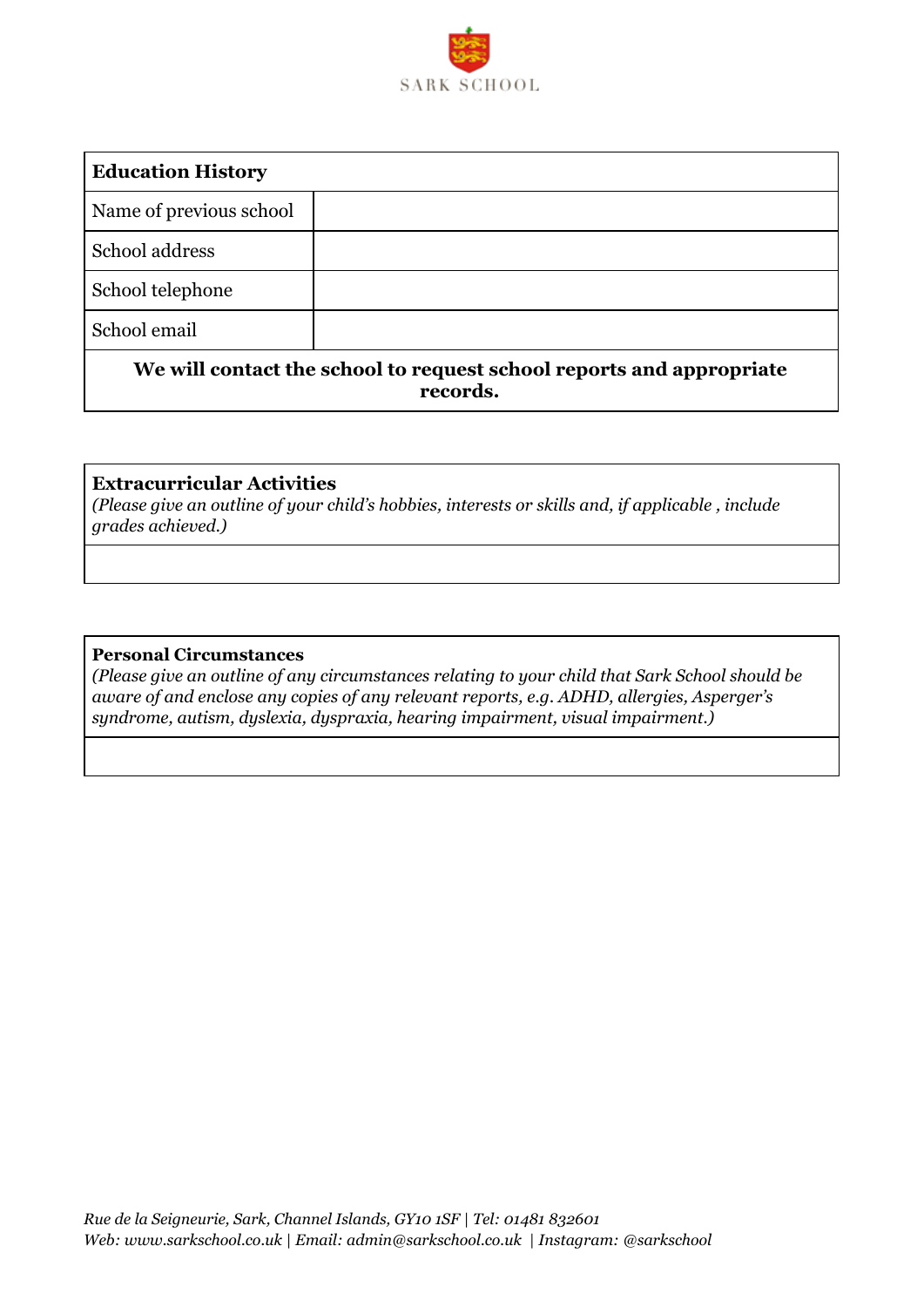| **Education History** | |
|---|---|
| Name of previous school | |
| School address | |
| School telephone | |
| School email | |
| **We will contact the school to request school reports and appropriate records.** | |

**Extracurricular Activities**
*(Please give an outline of your child's hobbies, interests or skills and, if applicable , include grades achieved.)*

**Personal Circumstances**
*(Please give an outline of any circumstances relating to your child that Sark School should be aware of and enclose any copies of any relevant reports, e.g. ADHD, allergies, Asperger's syndrome, autism, dyslexia, dyspraxia, hearing impairment, visual impairment.)*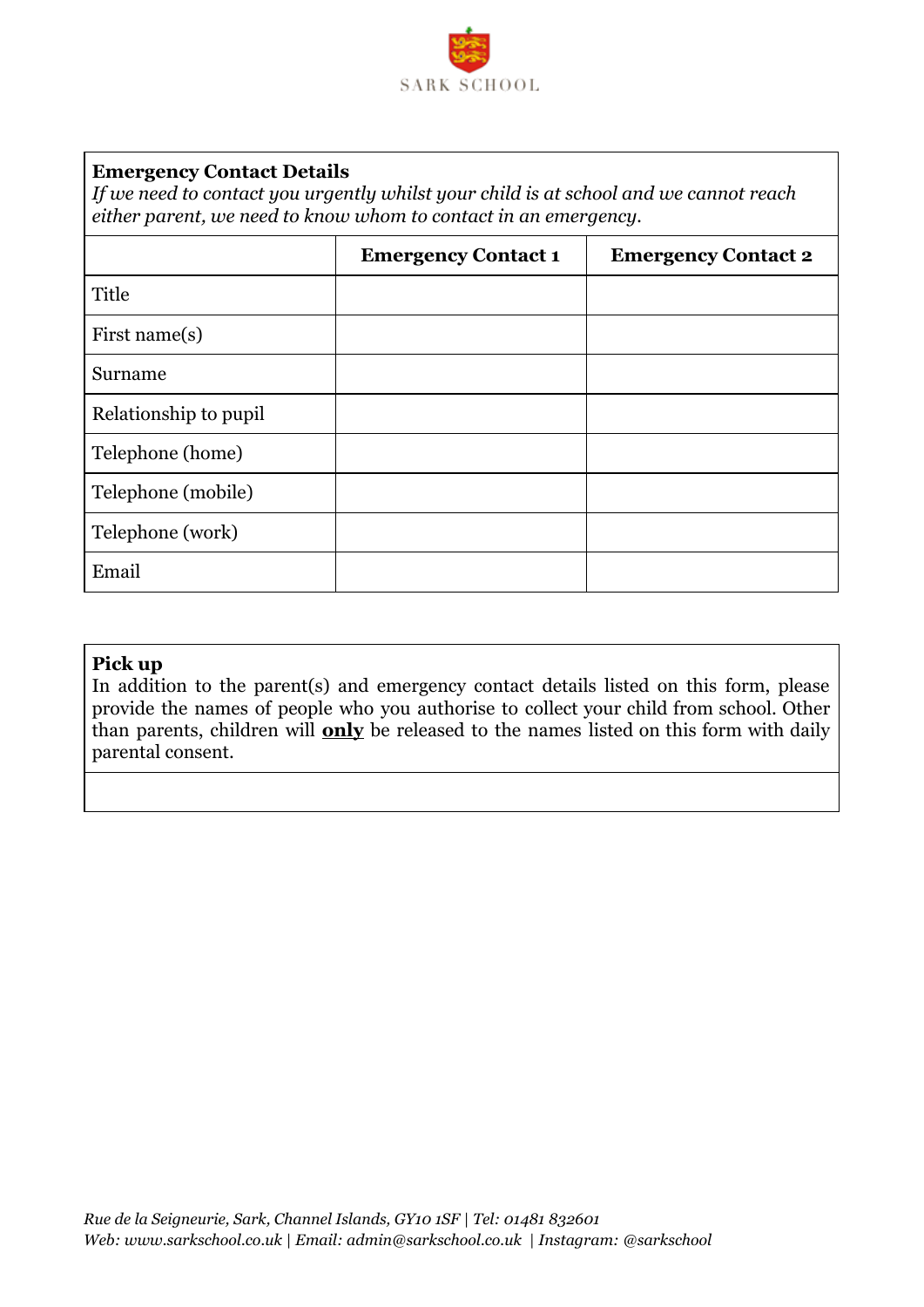SARK SCHOOL

**Emergency Contact Details**

*If we need to contact you urgently whilst your child is at school and we cannot reach either parent, we need to know whom to contact in an emergency.*

| | **Emergency Contact 1** | **Emergency Contact 2** |
|---|---|---|
| Title | | |
| First name(s) | | |
| Surname | | |
| Relationship to pupil | | |
| Telephone (home) | | |
| Telephone (mobile) | | |
| Telephone (work) | | |
| Email | | |

**Pick up**

In addition to the parent(s) and emergency contact details listed on this form, please provide the names of people who you authorise to collect your child from school. Other than parents, children will **only** be released to the names listed on this form with daily parental consent.

*Rue de la Seigneurie, Sark, Channel Islands, GY10 1SF | Tel: 01481 832601*
*Web: www.sarkschool.co.uk | Email: admin@sarkschool.co.uk | Instagram: @sarkschool*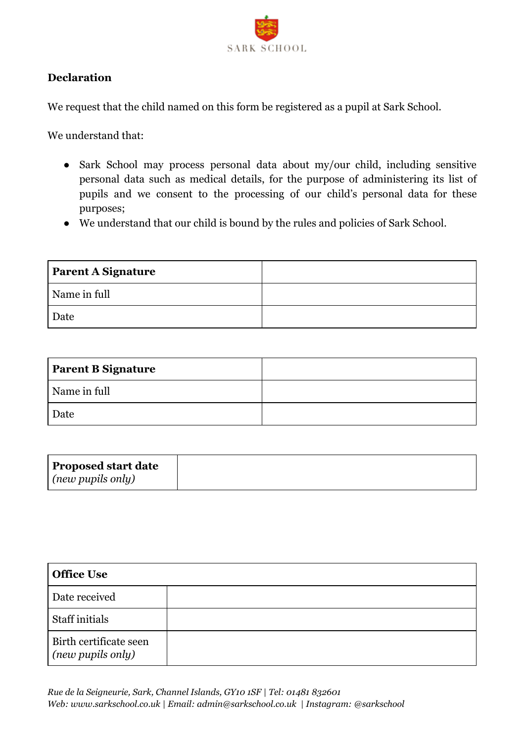SARK SCHOOL

## Declaration

We request that the child named on this form be registered as a pupil at Sark School.

We understand that:

- Sark School may process personal data about my/our child, including sensitive personal data such as medical details, for the purpose of administering its list of pupils and we consent to the processing of our child's personal data for these purposes;
- We understand that our child is bound by the rules and policies of Sark School.

| | |
|---|---|
| **Parent A Signature** | |
| Name in full | |
| Date | |

| | |
|---|---|
| **Parent B Signature** | |
| Name in full | |
| Date | |

| | |
|---|---|
| **Proposed start date** *(new pupils only)* | |

| **Office Use** | |
|---|---|
| Date received | |
| Staff initials | |
| Birth certificate seen *(new pupils only)* | |

*Rue de la Seigneurie, Sark, Channel Islands, GY10 1SF | Tel: 01481 832601*
*Web: www.sarkschool.co.uk | Email: admin@sarkschool.co.uk | Instagram: @sarkschool*